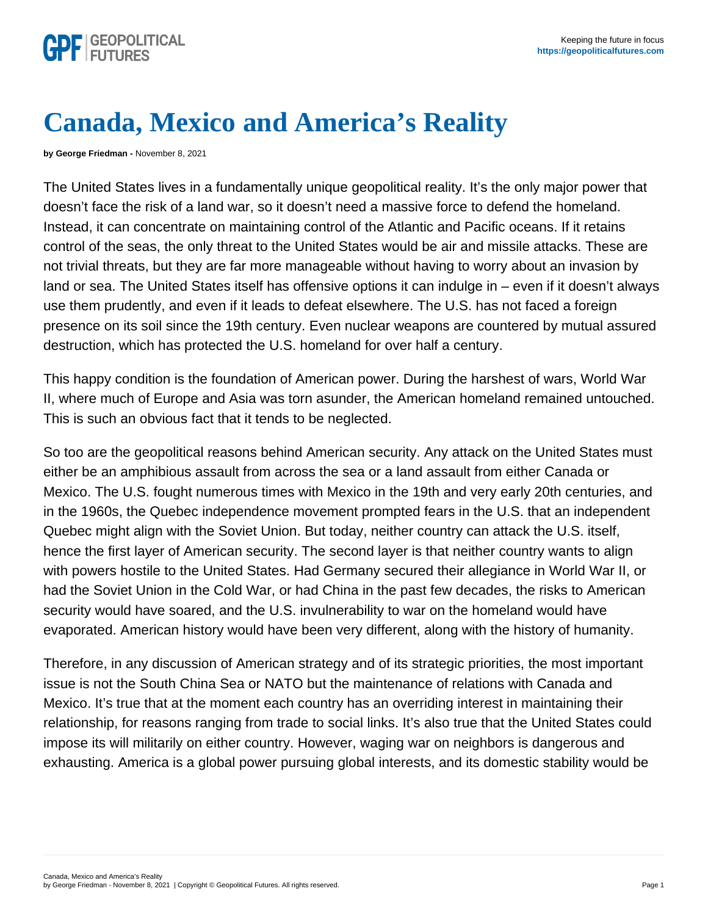# Canada, Mexico and America's Reality

**by George Friedman -** November 8, 2021

The United States lives in a fundamentally unique geopolitical reality. It's the only major power that doesn't face the risk of a land war, so it doesn't need a massive force to defend the homeland. Instead, it can concentrate on maintaining control of the Atlantic and Pacific oceans. If it retains control of the seas, the only threat to the United States would be air and missile attacks. These are not trivial threats, but they are far more manageable without having to worry about an invasion by land or sea. The United States itself has offensive options it can indulge in – even if it doesn't always use them prudently, and even if it leads to defeat elsewhere. The U.S. has not faced a foreign presence on its soil since the 19th century. Even nuclear weapons are countered by mutual assured destruction, which has protected the U.S. homeland for over half a century.

This happy condition is the foundation of American power. During the harshest of wars, World War II, where much of Europe and Asia was torn asunder, the American homeland remained untouched. This is such an obvious fact that it tends to be neglected.

So too are the geopolitical reasons behind American security. Any attack on the United States must either be an amphibious assault from across the sea or a land assault from either Canada or Mexico. The U.S. fought numerous times with Mexico in the 19th and very early 20th centuries, and in the 1960s, the Quebec independence movement prompted fears in the U.S. that an independent Quebec might align with the Soviet Union. But today, neither country can attack the U.S. itself, hence the first layer of American security. The second layer is that neither country wants to align with powers hostile to the United States. Had Germany secured their allegiance in World War II, or had the Soviet Union in the Cold War, or had China in the past few decades, the risks to American security would have soared, and the U.S. invulnerability to war on the homeland would have evaporated. American history would have been very different, along with the history of humanity.

Therefore, in any discussion of American strategy and of its strategic priorities, the most important issue is not the South China Sea or NATO but the maintenance of relations with Canada and Mexico. It's true that at the moment each country has an overriding interest in maintaining their relationship, for reasons ranging from trade to social links. It's also true that the United States could impose its will militarily on either country. However, waging war on neighbors is dangerous and exhausting. America is a global power pursuing global interests, and its domestic stability would be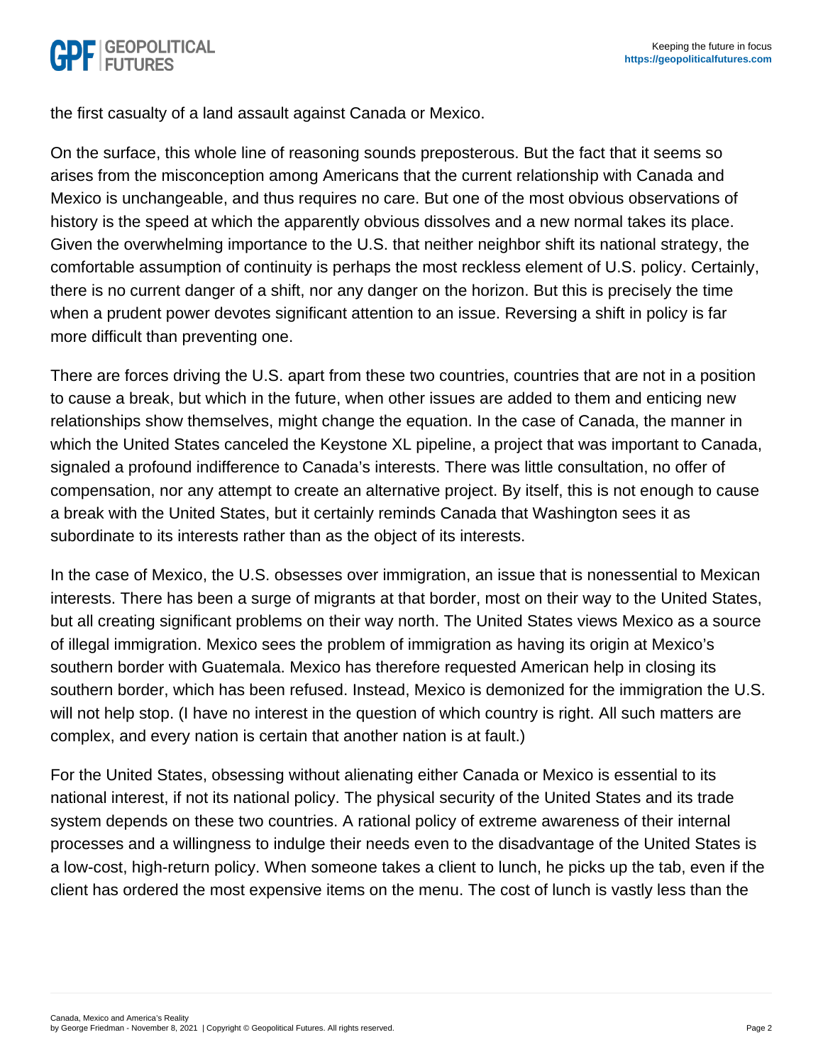the first casualty of a land assault against Canada or Mexico.

On the surface, this whole line of reasoning sounds preposterous. But the fact that it seems so arises from the misconception among Americans that the current relationship with Canada and Mexico is unchangeable, and thus requires no care. But one of the most obvious observations of history is the speed at which the apparently obvious dissolves and a new normal takes its place. Given the overwhelming importance to the U.S. that neither neighbor shift its national strategy, the comfortable assumption of continuity is perhaps the most reckless element of U.S. policy. Certainly, there is no current danger of a shift, nor any danger on the horizon. But this is precisely the time when a prudent power devotes significant attention to an issue. Reversing a shift in policy is far more difficult than preventing one.

There are forces driving the U.S. apart from these two countries, countries that are not in a position to cause a break, but which in the future, when other issues are added to them and enticing new relationships show themselves, might change the equation. In the case of Canada, the manner in which the United States canceled the Keystone XL pipeline, a project that was important to Canada, signaled a profound indifference to Canada's interests. There was little consultation, no offer of compensation, nor any attempt to create an alternative project. By itself, this is not enough to cause a break with the United States, but it certainly reminds Canada that Washington sees it as subordinate to its interests rather than as the object of its interests.

In the case of Mexico, the U.S. obsesses over immigration, an issue that is nonessential to Mexican interests. There has been a surge of migrants at that border, most on their way to the United States, but all creating significant problems on their way north. The United States views Mexico as a source of illegal immigration. Mexico sees the problem of immigration as having its origin at Mexico's southern border with Guatemala. Mexico has therefore requested American help in closing its southern border, which has been refused. Instead, Mexico is demonized for the immigration the U.S. will not help stop. (I have no interest in the question of which country is right. All such matters are complex, and every nation is certain that another nation is at fault.)

For the United States, obsessing without alienating either Canada or Mexico is essential to its national interest, if not its national policy. The physical security of the United States and its trade system depends on these two countries. A rational policy of extreme awareness of their internal processes and a willingness to indulge their needs even to the disadvantage of the United States is a low-cost, high-return policy. When someone takes a client to lunch, he picks up the tab, even if the client has ordered the most expensive items on the menu. The cost of lunch is vastly less than the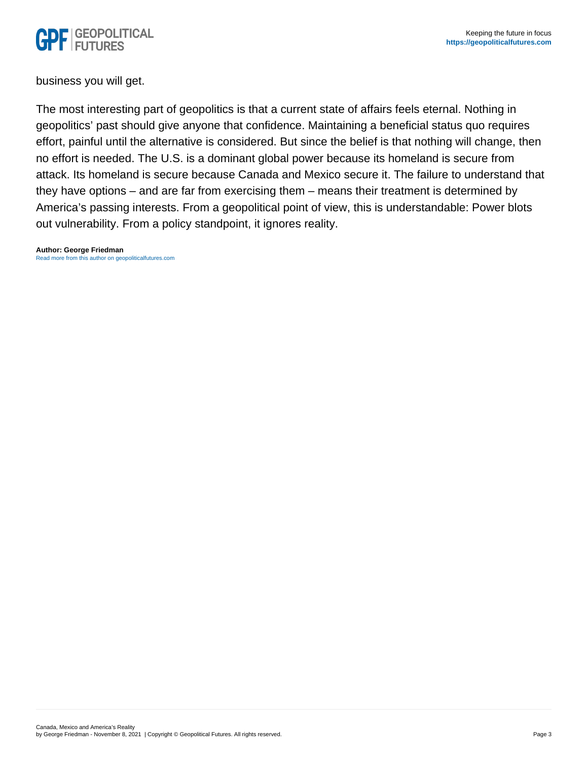business you will get.

The most interesting part of geopolitics is that a current state of affairs feels eternal. Nothing in geopolitics' past should give anyone that confidence. Maintaining a beneficial status quo requires effort, painful until the alternative is considered. But since the belief is that nothing will change, then no effort is needed. The U.S. is a dominant global power because its homeland is secure from attack. Its homeland is secure because Canada and Mexico secure it. The failure to understand that they have options – and are far from exercising them – means their treatment is determined by America's passing interests. From a geopolitical point of view, this is understandable: Power blots out vulnerability. From a policy standpoint, it ignores reality.

**Author: George Friedman**
Read more from this author on geopoliticalfutures.com